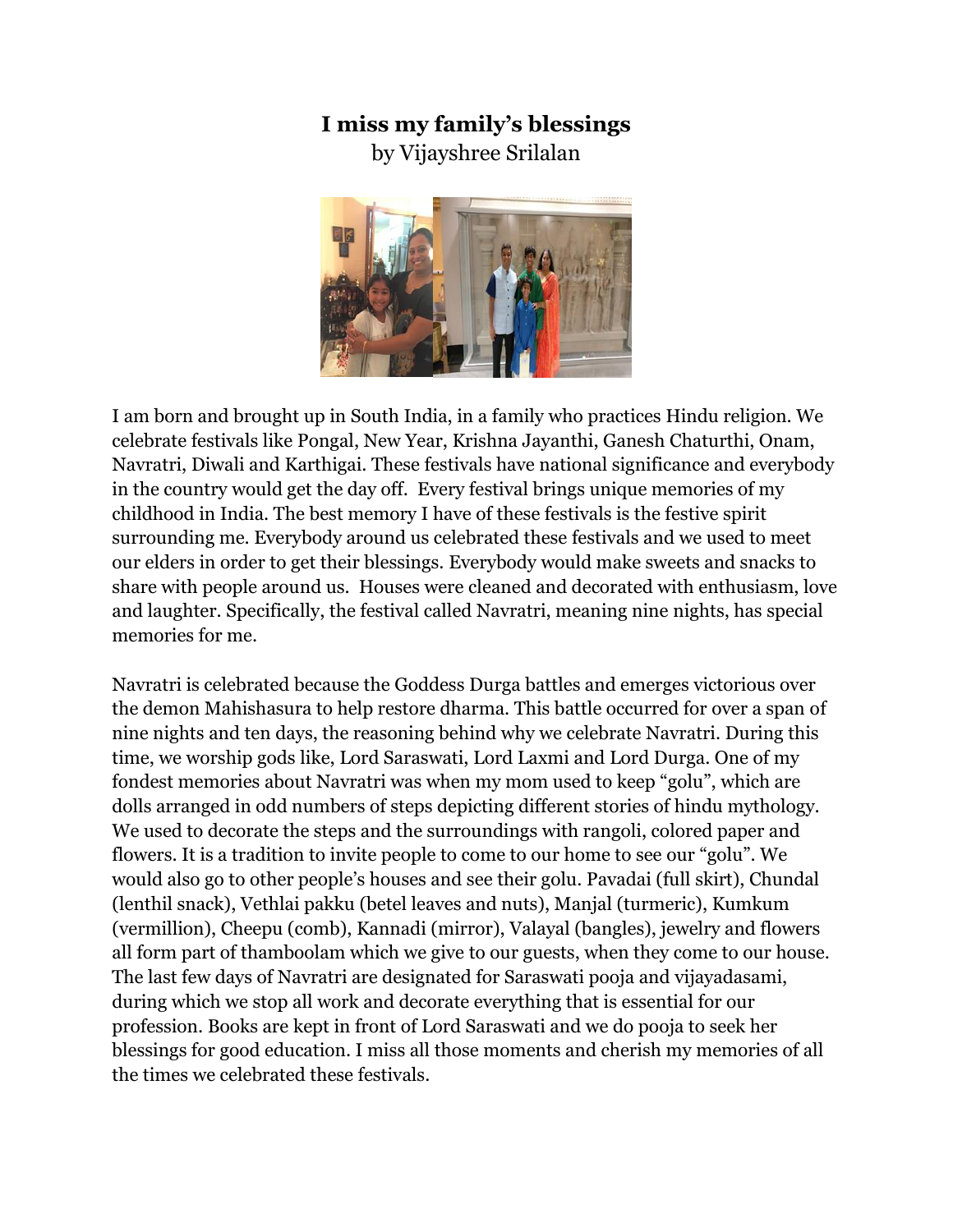# I miss my family's blessings

by Vijayshree Srilalan

I am born and brought up in South India, in a family who practices Hindu religion. We celebrate festivals like Pongal, New Year, Krishna Jayanthi, Ganesh Chaturthi, Onam, Navratri, Diwali and Karthigai. These festivals have national significance and everybody in the country would get the day off. Every festival brings unique memories of my childhood in India. The best memory I have of these festivals is the festive spirit surrounding me. Everybody around us celebrated these festivals and we used to meet our elders in order to get their blessings. Everybody would make sweets and snacks to share with people around us. Houses were cleaned and decorated with enthusiasm, love and laughter. Specifically, the festival called Navratri, meaning nine nights, has special memories for me.

Navratri is celebrated because the Goddess Durga battles and emerges victorious over the demon Mahishasura to help restore dharma. This battle occurred for over a span of nine nights and ten days, the reasoning behind why we celebrate Navratri. During this time, we worship gods like, Lord Saraswati, Lord Laxmi and Lord Durga. One of my fondest memories about Navratri was when my mom used to keep "golu", which are dolls arranged in odd numbers of steps depicting different stories of hindu mythology. We used to decorate the steps and the surroundings with rangoli, colored paper and flowers. It is a tradition to invite people to come to our home to see our "golu". We would also go to other people's houses and see their golu. Pavadai (full skirt), Chundal (lenthil snack), Vethlai pakku (betel leaves and nuts), Manjal (turmeric), Kumkum (vermillion), Cheepu (comb), Kannadi (mirror), Valayal (bangles), jewelry and flowers all form part of thamboolam which we give to our guests, when they come to our house. The last few days of Navratri are designated for Saraswati pooja and vijayadasami, during which we stop all work and decorate everything that is essential for our profession. Books are kept in front of Lord Saraswati and we do pooja to seek her blessings for good education. I miss all those moments and cherish my memories of all the times we celebrated these festivals.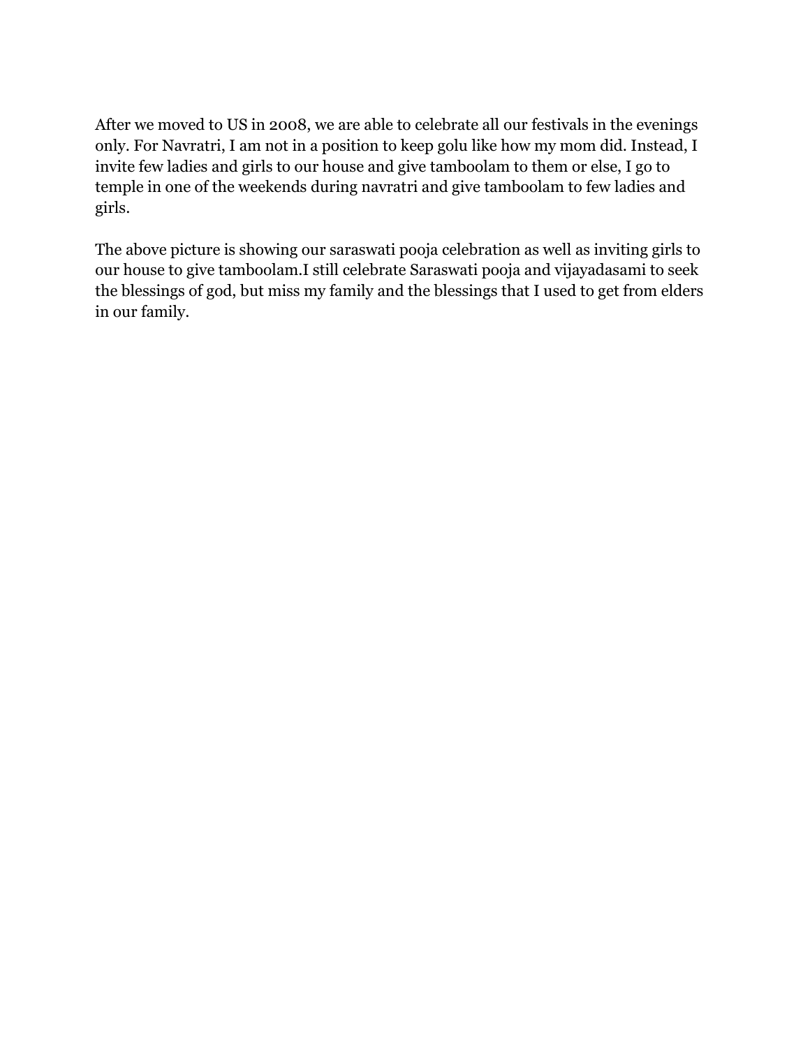After we moved to US in 2008, we are able to celebrate all our festivals in the evenings only. For Navratri, I am not in a position to keep golu like how my mom did. Instead, I invite few ladies and girls to our house and give tamboolam to them or else, I go to temple in one of the weekends during navratri and give tamboolam to few ladies and girls.

The above picture is showing our saraswati pooja celebration as well as inviting girls to our house to give tamboolam.I still celebrate Saraswati pooja and vijayadasami to seek the blessings of god, but miss my family and the blessings that I used to get from elders in our family.